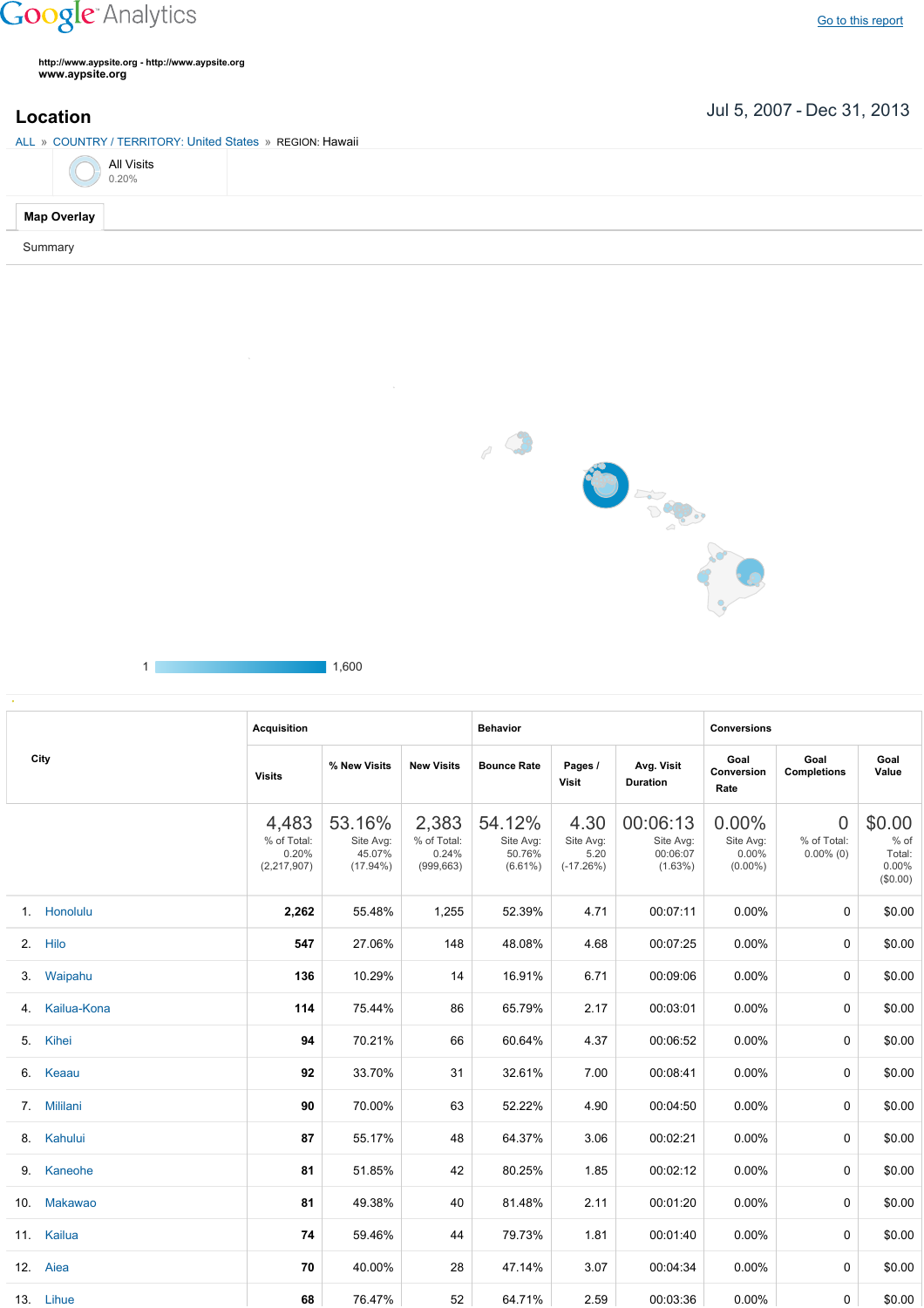Google Analytics

Go to this report

http://www.aypsite.org - http://www.aypsite.org
**www.aypsite.org**

## Location

Jul 5, 2007 - Dec 31, 2013

ALL » COUNTRY / TERRITORY: United States » REGION: Hawaii

All Visits
0.20%

**Map Overlay**

Summary

1 — 1,600

| City | Acquisition | | | Behavior | | | Conversions | | |
|---|---|---|---|---|---|---|---|---|---|
| | Visits | % New Visits | New Visits | Bounce Rate | Pages / Visit | Avg. Visit Duration | Goal Conversion Rate | Goal Completions | Goal Value |
| | 4,483 % of Total: 0.20% (2,217,907) | 53.16% Site Avg: 45.07% (17.94%) | 2,383 % of Total: 0.24% (999,663) | 54.12% Site Avg: 50.76% (6.61%) | 4.30 Site Avg: 5.20 (-17.26%) | 00:06:13 Site Avg: 00:06:07 (1.63%) | 0.00% Site Avg: 0.00% (0.00%) | 0 % of Total: 0.00% (0) | $0.00 % of Total: 0.00% ($0.00) |
| 1. Honolulu | **2,262** | 55.48% | 1,255 | 52.39% | 4.71 | 00:07:11 | 0.00% | 0 | $0.00 |
| 2. Hilo | **547** | 27.06% | 148 | 48.08% | 4.68 | 00:07:25 | 0.00% | 0 | $0.00 |
| 3. Waipahu | **136** | 10.29% | 14 | 16.91% | 6.71 | 00:09:06 | 0.00% | 0 | $0.00 |
| 4. Kailua-Kona | **114** | 75.44% | 86 | 65.79% | 2.17 | 00:03:01 | 0.00% | 0 | $0.00 |
| 5. Kihei | **94** | 70.21% | 66 | 60.64% | 4.37 | 00:06:52 | 0.00% | 0 | $0.00 |
| 6. Keaau | **92** | 33.70% | 31 | 32.61% | 7.00 | 00:08:41 | 0.00% | 0 | $0.00 |
| 7. Mililani | **90** | 70.00% | 63 | 52.22% | 4.90 | 00:04:50 | 0.00% | 0 | $0.00 |
| 8. Kahului | **87** | 55.17% | 48 | 64.37% | 3.06 | 00:02:21 | 0.00% | 0 | $0.00 |
| 9. Kaneohe | **81** | 51.85% | 42 | 80.25% | 1.85 | 00:02:12 | 0.00% | 0 | $0.00 |
| 10. Makawao | **81** | 49.38% | 40 | 81.48% | 2.11 | 00:01:20 | 0.00% | 0 | $0.00 |
| 11. Kailua | **74** | 59.46% | 44 | 79.73% | 1.81 | 00:01:40 | 0.00% | 0 | $0.00 |
| 12. Aiea | **70** | 40.00% | 28 | 47.14% | 3.07 | 00:04:34 | 0.00% | 0 | $0.00 |
| 13. Lihue | **68** | 76.47% | 52 | 64.71% | 2.59 | 00:03:36 | 0.00% | 0 | $0.00 |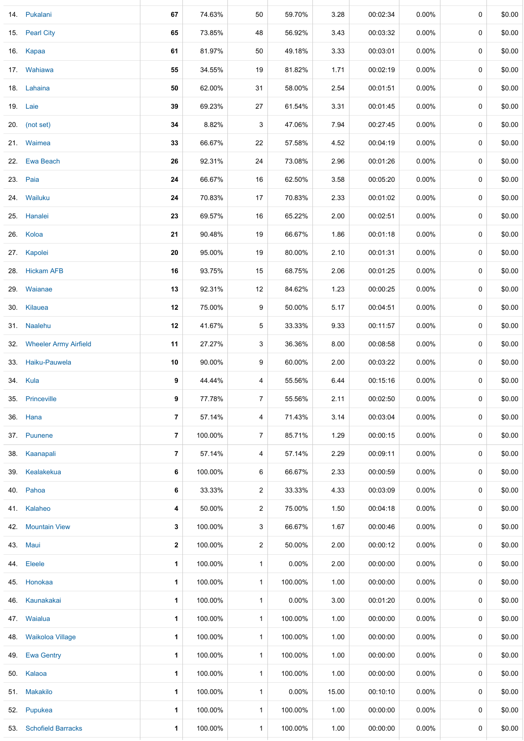| | | | | | | | | | | |
|---|---|---|---|---|---|---|---|---|---|---|
| 14. | Pukalani | **67** | 74.63% | 50 | 59.70% | 3.28 | 00:02:34 | 0.00% | 0 | $0.00 |
| 15. | Pearl City | **65** | 73.85% | 48 | 56.92% | 3.43 | 00:03:32 | 0.00% | 0 | $0.00 |
| 16. | Kapaa | **61** | 81.97% | 50 | 49.18% | 3.33 | 00:03:01 | 0.00% | 0 | $0.00 |
| 17. | Wahiawa | **55** | 34.55% | 19 | 81.82% | 1.71 | 00:02:19 | 0.00% | 0 | $0.00 |
| 18. | Lahaina | **50** | 62.00% | 31 | 58.00% | 2.54 | 00:01:51 | 0.00% | 0 | $0.00 |
| 19. | Laie | **39** | 69.23% | 27 | 61.54% | 3.31 | 00:01:45 | 0.00% | 0 | $0.00 |
| 20. | (not set) | **34** | 8.82% | 3 | 47.06% | 7.94 | 00:27:45 | 0.00% | 0 | $0.00 |
| 21. | Waimea | **33** | 66.67% | 22 | 57.58% | 4.52 | 00:04:19 | 0.00% | 0 | $0.00 |
| 22. | Ewa Beach | **26** | 92.31% | 24 | 73.08% | 2.96 | 00:01:26 | 0.00% | 0 | $0.00 |
| 23. | Paia | **24** | 66.67% | 16 | 62.50% | 3.58 | 00:05:20 | 0.00% | 0 | $0.00 |
| 24. | Wailuku | **24** | 70.83% | 17 | 70.83% | 2.33 | 00:01:02 | 0.00% | 0 | $0.00 |
| 25. | Hanalei | **23** | 69.57% | 16 | 65.22% | 2.00 | 00:02:51 | 0.00% | 0 | $0.00 |
| 26. | Koloa | **21** | 90.48% | 19 | 66.67% | 1.86 | 00:01:18 | 0.00% | 0 | $0.00 |
| 27. | Kapolei | **20** | 95.00% | 19 | 80.00% | 2.10 | 00:01:31 | 0.00% | 0 | $0.00 |
| 28. | Hickam AFB | **16** | 93.75% | 15 | 68.75% | 2.06 | 00:01:25 | 0.00% | 0 | $0.00 |
| 29. | Waianae | **13** | 92.31% | 12 | 84.62% | 1.23 | 00:00:25 | 0.00% | 0 | $0.00 |
| 30. | Kilauea | **12** | 75.00% | 9 | 50.00% | 5.17 | 00:04:51 | 0.00% | 0 | $0.00 |
| 31. | Naalehu | **12** | 41.67% | 5 | 33.33% | 9.33 | 00:11:57 | 0.00% | 0 | $0.00 |
| 32. | Wheeler Army Airfield | **11** | 27.27% | 3 | 36.36% | 8.00 | 00:08:58 | 0.00% | 0 | $0.00 |
| 33. | Haiku-Pauwela | **10** | 90.00% | 9 | 60.00% | 2.00 | 00:03:22 | 0.00% | 0 | $0.00 |
| 34. | Kula | **9** | 44.44% | 4 | 55.56% | 6.44 | 00:15:16 | 0.00% | 0 | $0.00 |
| 35. | Princeville | **9** | 77.78% | 7 | 55.56% | 2.11 | 00:02:50 | 0.00% | 0 | $0.00 |
| 36. | Hana | **7** | 57.14% | 4 | 71.43% | 3.14 | 00:03:04 | 0.00% | 0 | $0.00 |
| 37. | Puunene | **7** | 100.00% | 7 | 85.71% | 1.29 | 00:00:15 | 0.00% | 0 | $0.00 |
| 38. | Kaanapali | **7** | 57.14% | 4 | 57.14% | 2.29 | 00:09:11 | 0.00% | 0 | $0.00 |
| 39. | Kealakekua | **6** | 100.00% | 6 | 66.67% | 2.33 | 00:00:59 | 0.00% | 0 | $0.00 |
| 40. | Pahoa | **6** | 33.33% | 2 | 33.33% | 4.33 | 00:03:09 | 0.00% | 0 | $0.00 |
| 41. | Kalaheo | **4** | 50.00% | 2 | 75.00% | 1.50 | 00:04:18 | 0.00% | 0 | $0.00 |
| 42. | Mountain View | **3** | 100.00% | 3 | 66.67% | 1.67 | 00:00:46 | 0.00% | 0 | $0.00 |
| 43. | Maui | **2** | 100.00% | 2 | 50.00% | 2.00 | 00:00:12 | 0.00% | 0 | $0.00 |
| 44. | Eleele | **1** | 100.00% | 1 | 0.00% | 2.00 | 00:00:00 | 0.00% | 0 | $0.00 |
| 45. | Honokaa | **1** | 100.00% | 1 | 100.00% | 1.00 | 00:00:00 | 0.00% | 0 | $0.00 |
| 46. | Kaunakakai | **1** | 100.00% | 1 | 0.00% | 3.00 | 00:01:20 | 0.00% | 0 | $0.00 |
| 47. | Waialua | **1** | 100.00% | 1 | 100.00% | 1.00 | 00:00:00 | 0.00% | 0 | $0.00 |
| 48. | Waikoloa Village | **1** | 100.00% | 1 | 100.00% | 1.00 | 00:00:00 | 0.00% | 0 | $0.00 |
| 49. | Ewa Gentry | **1** | 100.00% | 1 | 100.00% | 1.00 | 00:00:00 | 0.00% | 0 | $0.00 |
| 50. | Kalaoa | **1** | 100.00% | 1 | 100.00% | 1.00 | 00:00:00 | 0.00% | 0 | $0.00 |
| 51. | Makakilo | **1** | 100.00% | 1 | 0.00% | 15.00 | 00:10:10 | 0.00% | 0 | $0.00 |
| 52. | Pupukea | **1** | 100.00% | 1 | 100.00% | 1.00 | 00:00:00 | 0.00% | 0 | $0.00 |
| 53. | Schofield Barracks | **1** | 100.00% | 1 | 100.00% | 1.00 | 00:00:00 | 0.00% | 0 | $0.00 |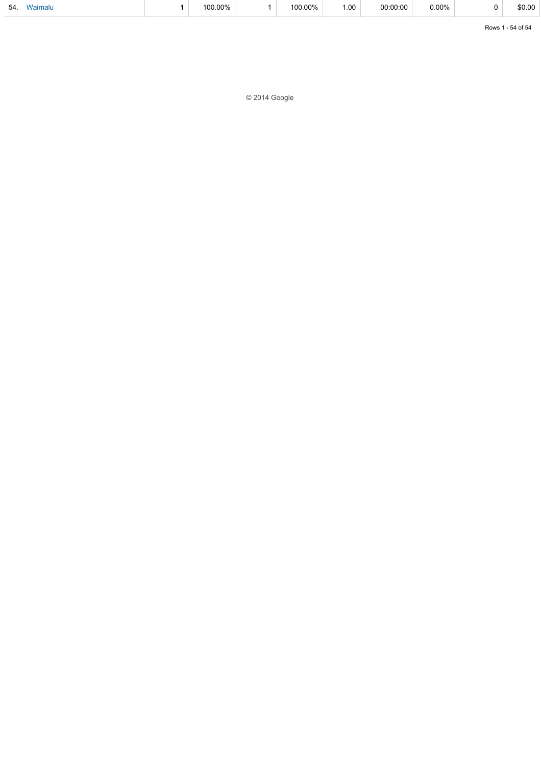| | | | | | | | | | |
|---|---|---|---|---|---|---|---|---|---|
| 54. | Waimalu | **1** | 100.00% | 1 | 100.00% | 1.00 | 00:00:00 | 0.00% | 0 | $0.00 |

Rows 1 - 54 of 54

© 2014 Google